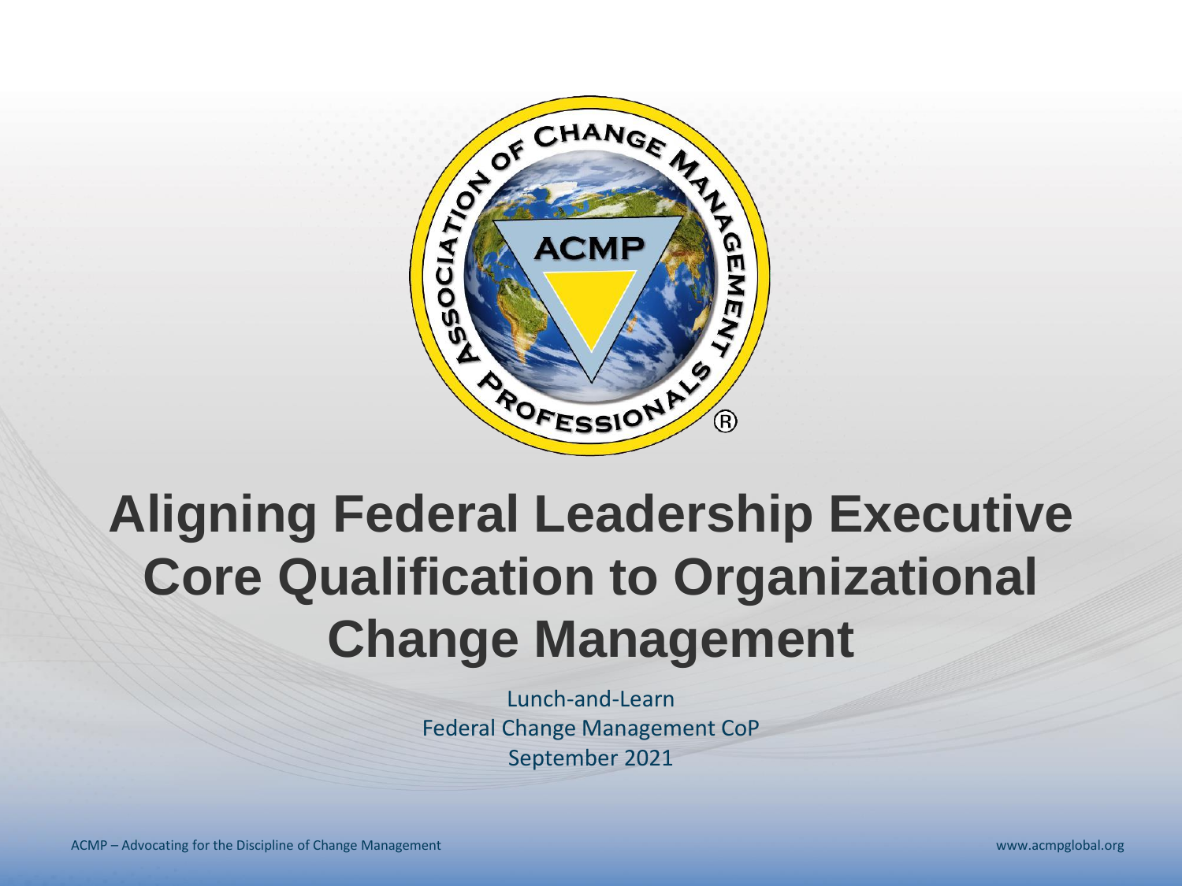# Aligning Federal Leadership Executive Core Qualification to Organizational Change Management

Lunch-and-Learn
Federal Change Management CoP
September 2021

ACMP – Advocating for the Discipline of Change Management

www.acmpglobal.org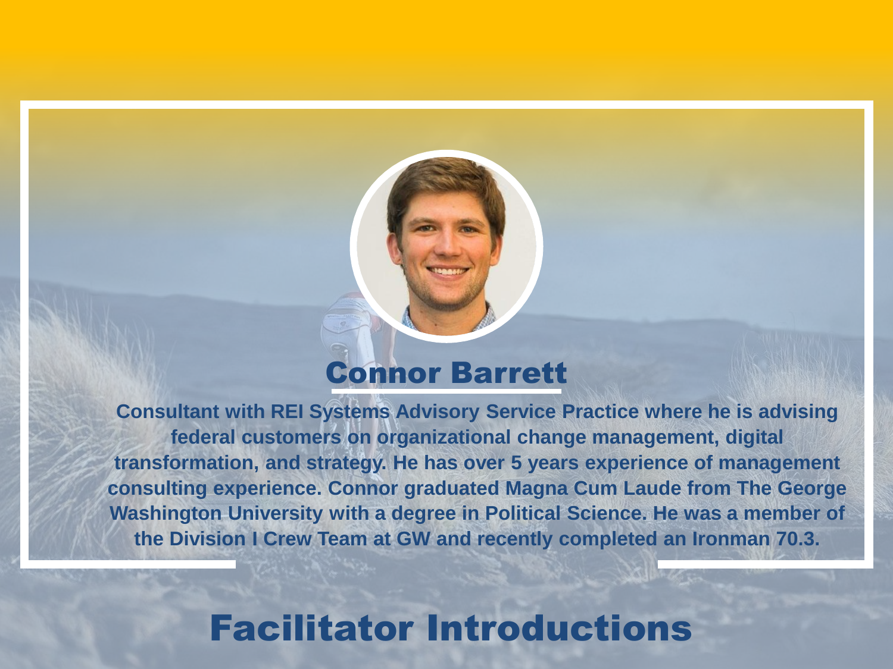## Connor Barrett

**Consultant with REI Systems Advisory Service Practice where he is advising federal customers on organizational change management, digital transformation, and strategy. He has over 5 years experience of management consulting experience. Connor graduated Magna Cum Laude from The George Washington University with a degree in Political Science. He was a member of the Division I Crew Team at GW and recently completed an Ironman 70.3.**

# Facilitator Introductions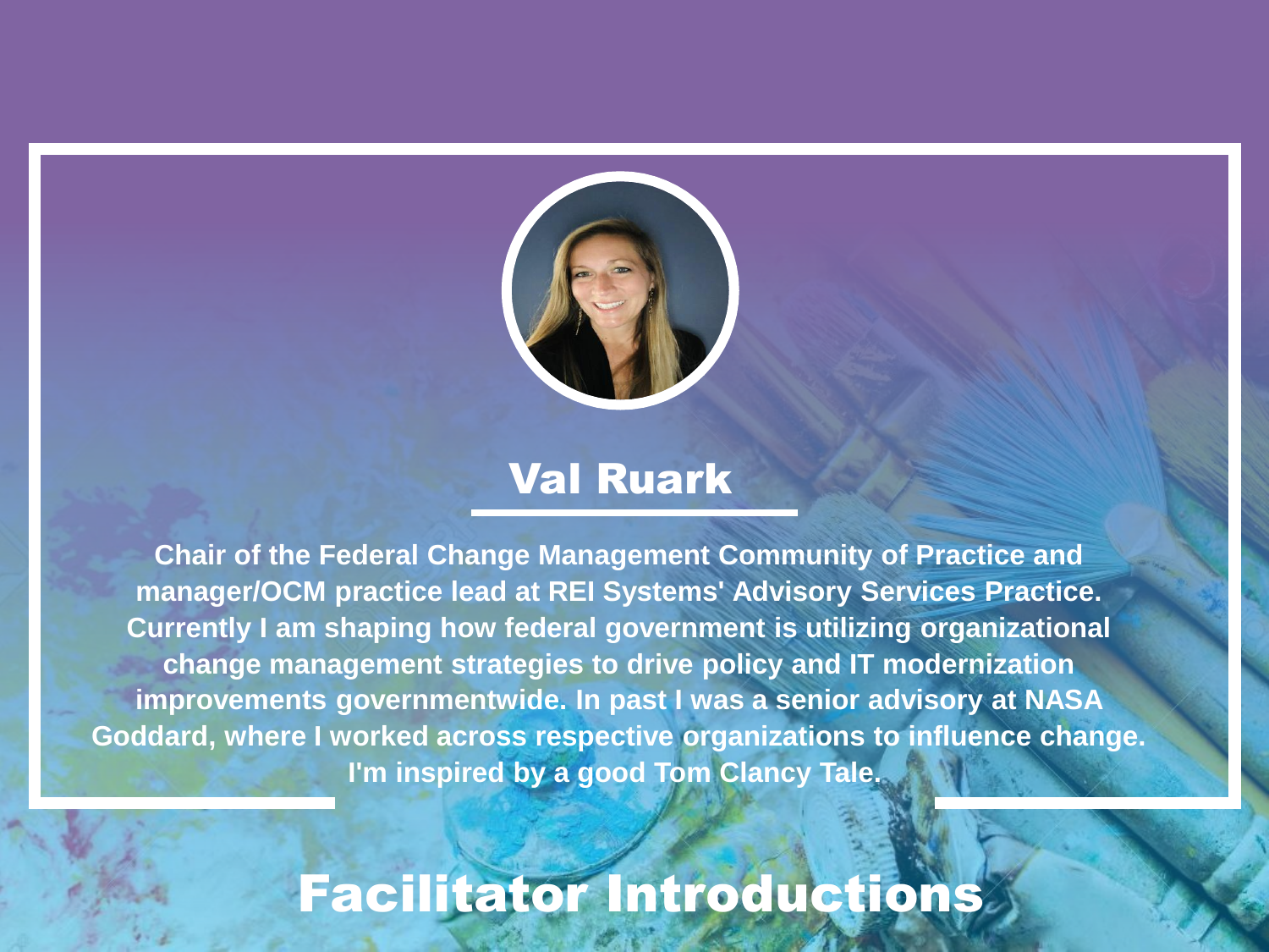## Val Ruark

**Chair of the Federal Change Management Community of Practice and manager/OCM practice lead at REI Systems' Advisory Services Practice. Currently I am shaping how federal government is utilizing organizational change management strategies to drive policy and IT modernization improvements governmentwide. In past I was a senior advisory at NASA Goddard, where I worked across respective organizations to influence change. I'm inspired by a good Tom Clancy Tale.**

# Facilitator Introductions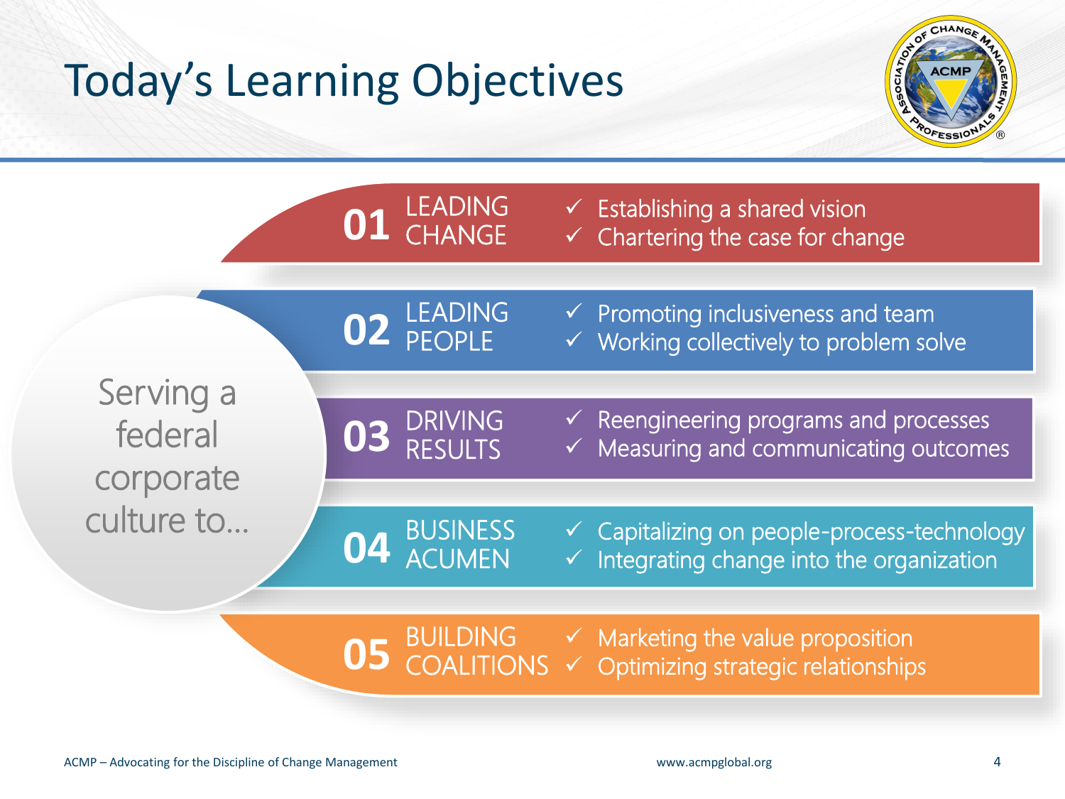# Today's Learning Objectives

Serving a federal corporate culture to...

## 01 LEADING CHANGE

- ✓ Establishing a shared vision
- ✓ Chartering the case for change

## 02 LEADING PEOPLE

- ✓ Promoting inclusiveness and team
- ✓ Working collectively to problem solve

## 03 DRIVING RESULTS

- ✓ Reengineering programs and processes
- ✓ Measuring and communicating outcomes

## 04 BUSINESS ACUMEN

- ✓ Capitalizing on people-process-technology
- ✓ Integrating change into the organization

## 05 BUILDING COALITIONS

- ✓ Marketing the value proposition
- ✓ Optimizing strategic relationships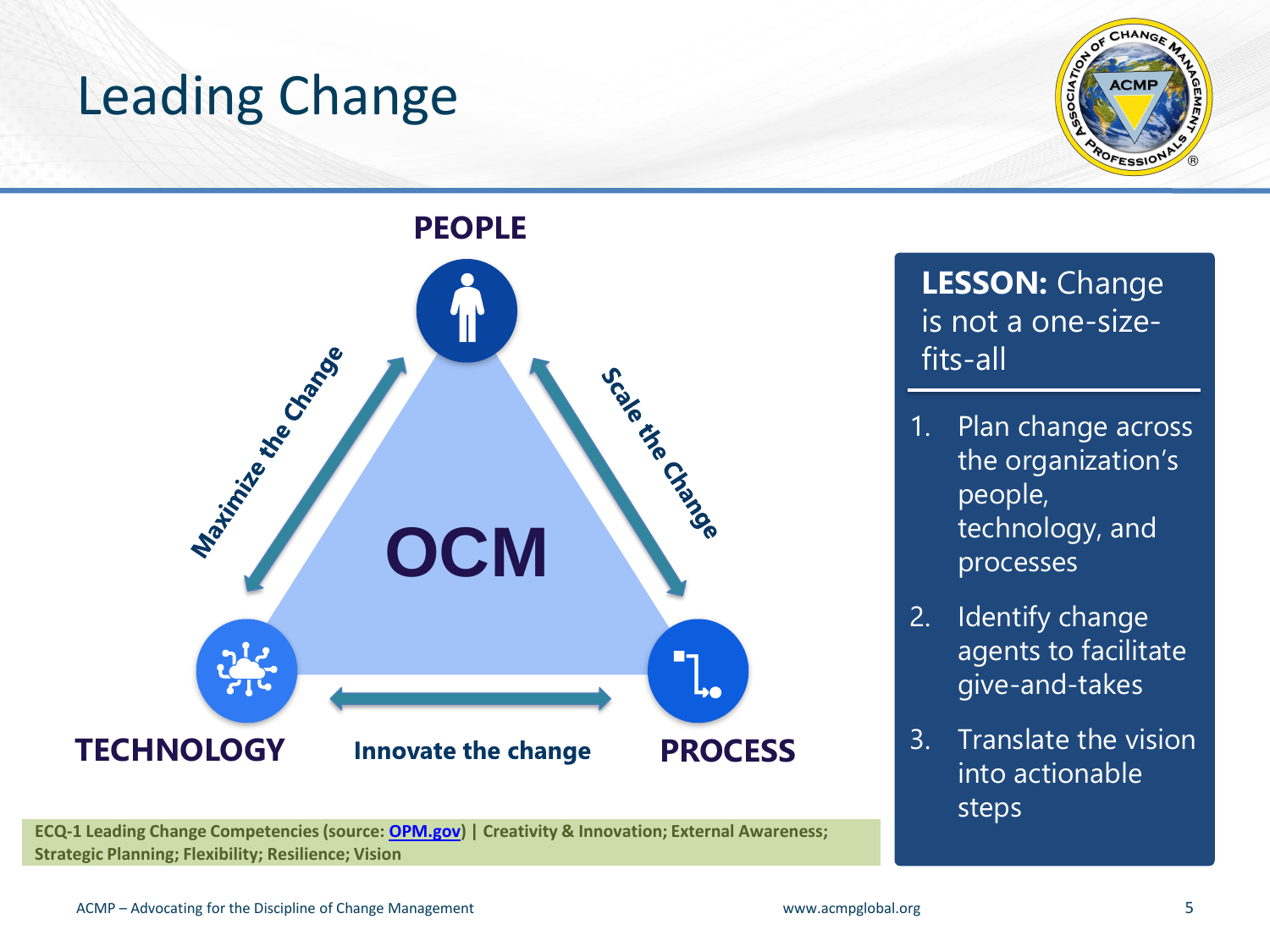# Leading Change

PEOPLE

Maximize the Change

Scale the Change

OCM

TECHNOLOGY

Innovate the change

PROCESS

**LESSON:** Change is not a one-size-fits-all

1. Plan change across the organization's people, technology, and processes
2. Identify change agents to facilitate give-and-takes
3. Translate the vision into actionable steps

**ECQ-1 Leading Change Competencies (source: OPM.gov) | Creativity & Innovation; External Awareness; Strategic Planning; Flexibility; Resilience; Vision**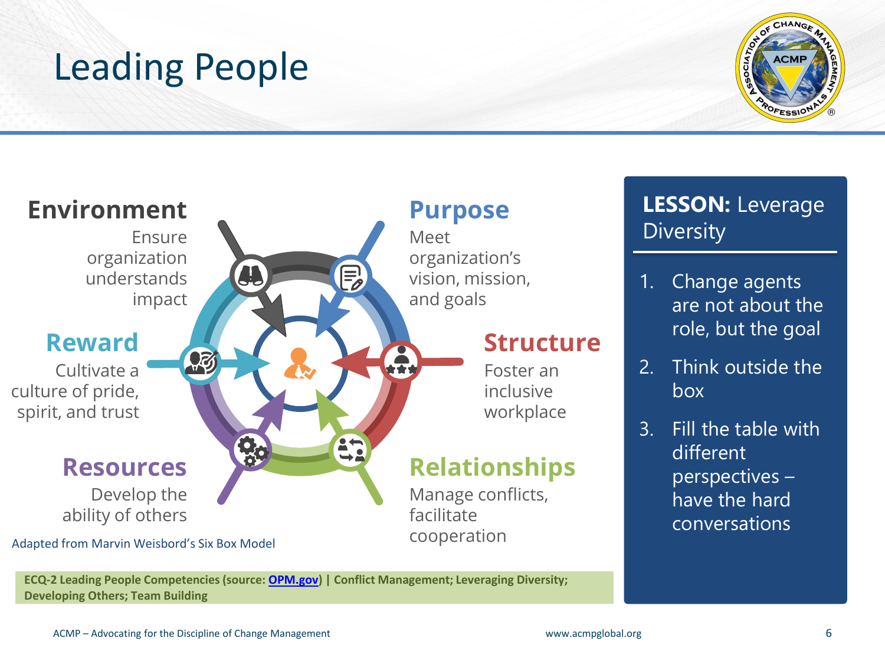# Leading People

**Environment**
Ensure organization understands impact

**Purpose**
Meet organization's vision, mission, and goals

**Reward**
Cultivate a culture of pride, spirit, and trust

**Structure**
Foster an inclusive workplace

**Resources**
Develop the ability of others

**Relationships**
Manage conflicts, facilitate cooperation

Adapted from Marvin Weisbord's Six Box Model

**LESSON:** Leverage Diversity

1. Change agents are not about the role, but the goal
2. Think outside the box
3. Fill the table with different perspectives – have the hard conversations

**ECQ-2 Leading People Competencies (source: OPM.gov) | Conflict Management; Leveraging Diversity; Developing Others; Team Building**

ACMP – Advocating for the Discipline of Change Management

www.acmpglobal.org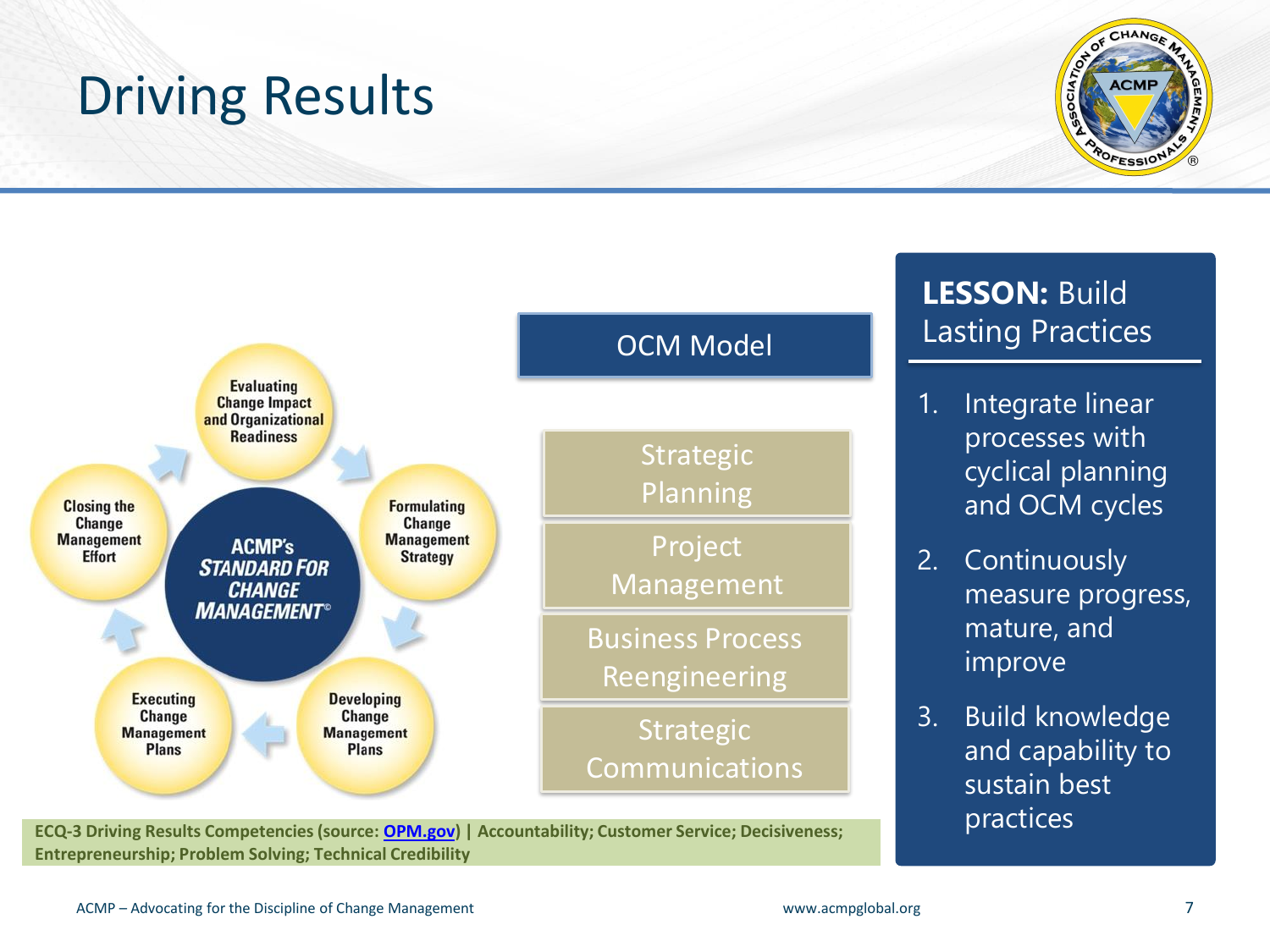# Driving Results

ACMP's *STANDARD FOR CHANGE MANAGEMENT*©

- Evaluating Change Impact and Organizational Readiness
- Formulating Change Management Strategy
- Developing Change Management Plans
- Executing Change Management Plans
- Closing the Change Management Effort

## OCM Model

- Strategic Planning
- Project Management
- Business Process Reengineering
- Strategic Communications

**ECQ-3 Driving Results Competencies (source: OPM.gov) | Accountability; Customer Service; Decisiveness; Entrepreneurship; Problem Solving; Technical Credibility**

## **LESSON:** Build Lasting Practices

1. Integrate linear processes with cyclical planning and OCM cycles
2. Continuously measure progress, mature, and improve
3. Build knowledge and capability to sustain best practices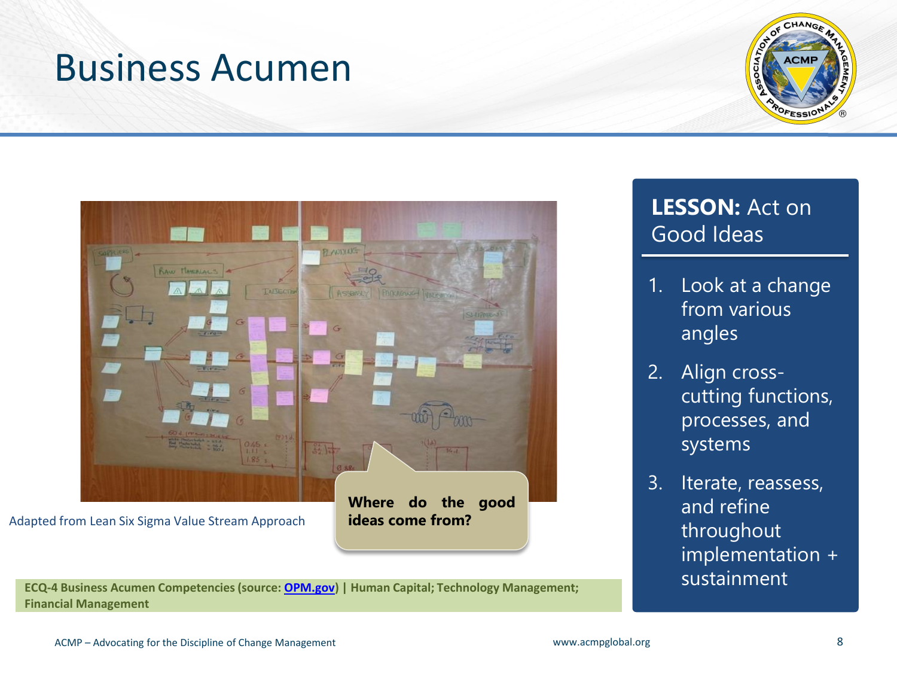# Business Acumen

Adapted from Lean Six Sigma Value Stream Approach

**Where do the good ideas come from?**

**ECQ-4 Business Acumen Competencies (source: [OPM.gov](OPM.gov)) | Human Capital; Technology Management; Financial Management**

**LESSON:** Act on Good Ideas

1. Look at a change from various angles
2. Align cross-cutting functions, processes, and systems
3. Iterate, reassess, and refine throughout implementation + sustainment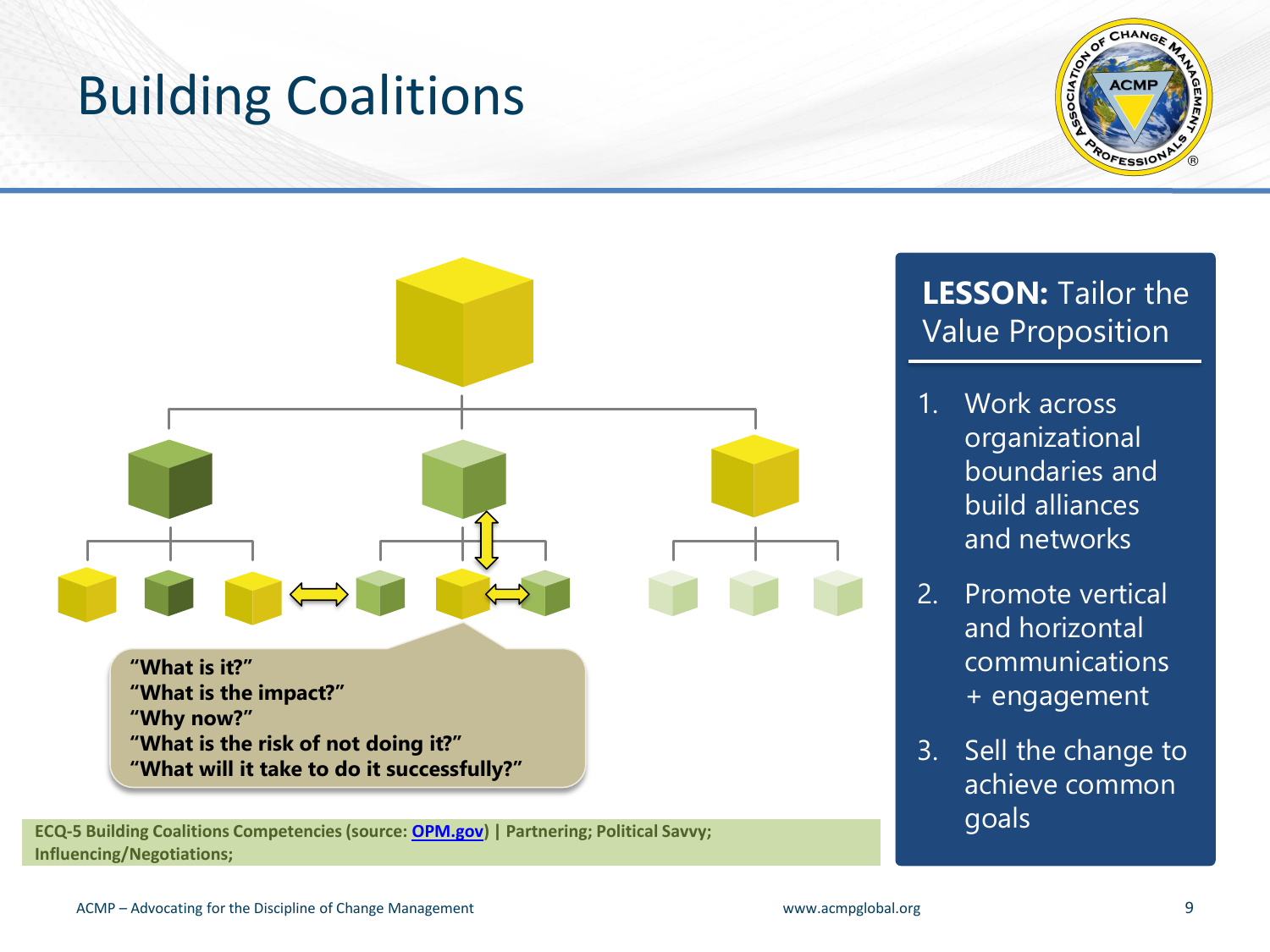# Building Coalitions

"What is it?"
"What is the impact?"
"Why now?"
"What is the risk of not doing it?"
"What will it take to do it successfully?"

**ECQ-5 Building Coalitions Competencies (source: OPM.gov) | Partnering; Political Savvy; Influencing/Negotiations;**

**LESSON:** Tailor the Value Proposition

1. Work across organizational boundaries and build alliances and networks
2. Promote vertical and horizontal communications + engagement
3. Sell the change to achieve common goals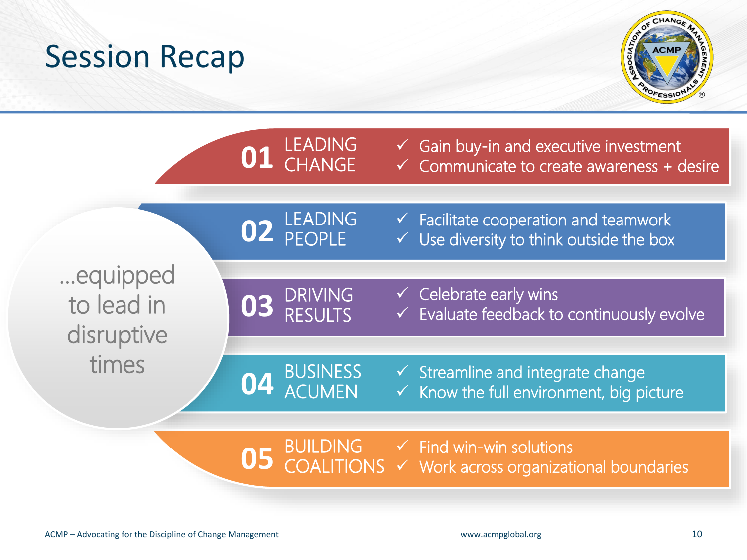# Session Recap

...equipped to lead in disruptive times

**01 LEADING CHANGE**
- ✓ Gain buy-in and executive investment
- ✓ Communicate to create awareness + desire

**02 LEADING PEOPLE**
- ✓ Facilitate cooperation and teamwork
- ✓ Use diversity to think outside the box

**03 DRIVING RESULTS**
- ✓ Celebrate early wins
- ✓ Evaluate feedback to continuously evolve

**04 BUSINESS ACUMEN**
- ✓ Streamline and integrate change
- ✓ Know the full environment, big picture

**05 BUILDING COALITIONS**
- ✓ Find win-win solutions
- ✓ Work across organizational boundaries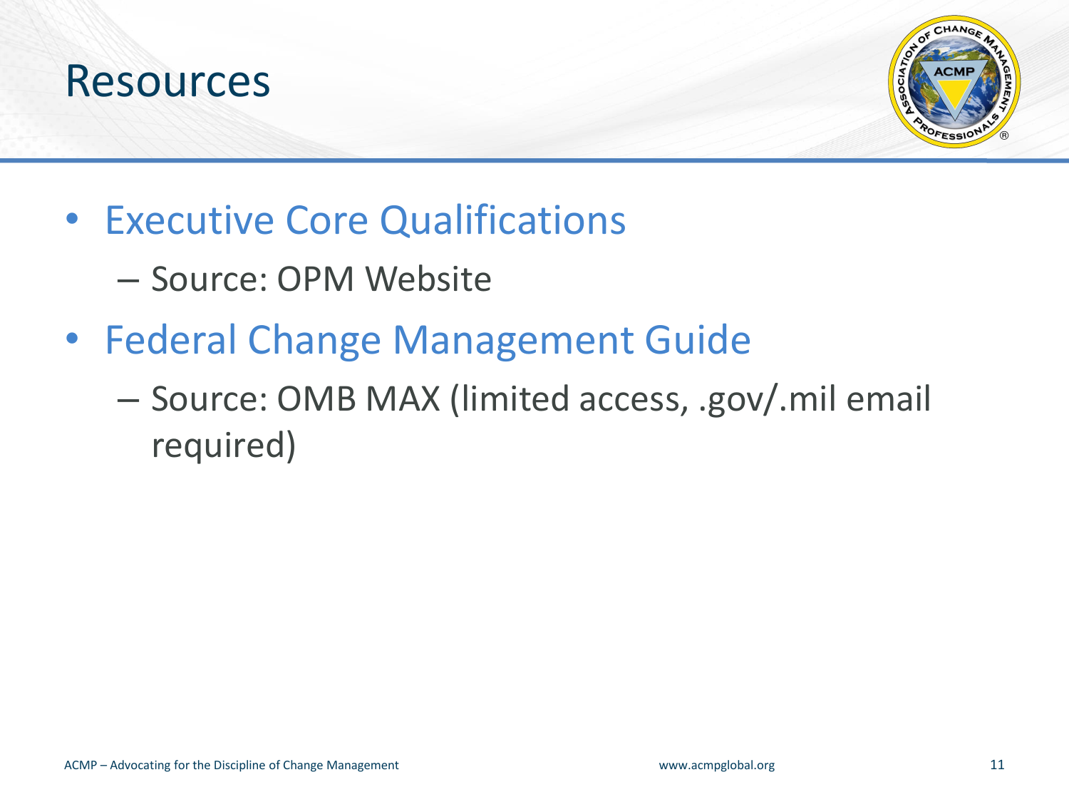# Resources

- Executive Core Qualifications
  - Source: OPM Website
- Federal Change Management Guide
  - Source: OMB MAX (limited access, .gov/.mil email required)